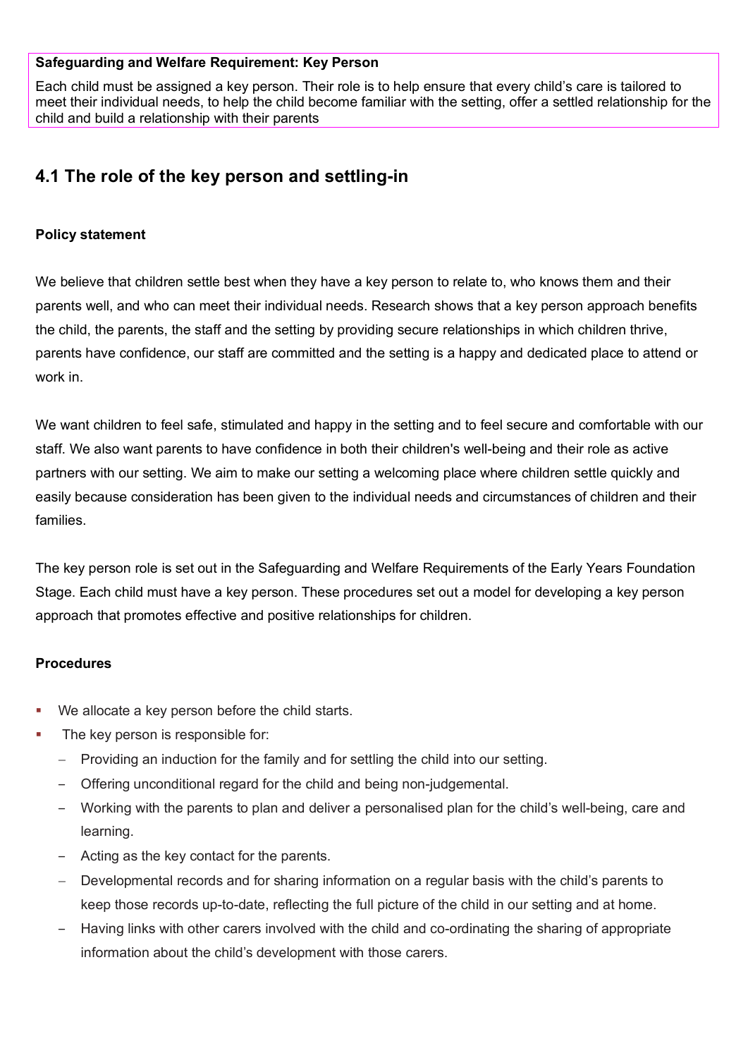**Safeguarding and Welfare Requirement: Key Person**

Each child must be assigned a key person. Their role is to help ensure that every child's care is tailored to meet their individual needs, to help the child become familiar with the setting, offer a settled relationship for the child and build a relationship with their parents

## 4.1 The role of the key person and settling-in

**Policy statement**

We believe that children settle best when they have a key person to relate to, who knows them and their parents well, and who can meet their individual needs. Research shows that a key person approach benefits the child, the parents, the staff and the setting by providing secure relationships in which children thrive, parents have confidence, our staff are committed and the setting is a happy and dedicated place to attend or work in.

We want children to feel safe, stimulated and happy in the setting and to feel secure and comfortable with our staff. We also want parents to have confidence in both their children's well-being and their role as active partners with our setting. We aim to make our setting a welcoming place where children settle quickly and easily because consideration has been given to the individual needs and circumstances of children and their families.

The key person role is set out in the Safeguarding and Welfare Requirements of the Early Years Foundation Stage. Each child must have a key person. These procedures set out a model for developing a key person approach that promotes effective and positive relationships for children.

**Procedures**

- We allocate a key person before the child starts.
- The key person is responsible for:
  - Providing an induction for the family and for settling the child into our setting.
  - Offering unconditional regard for the child and being non-judgemental.
  - Working with the parents to plan and deliver a personalised plan for the child's well-being, care and learning.
  - Acting as the key contact for the parents.
  - Developmental records and for sharing information on a regular basis with the child's parents to keep those records up-to-date, reflecting the full picture of the child in our setting and at home.
  - Having links with other carers involved with the child and co-ordinating the sharing of appropriate information about the child's development with those carers.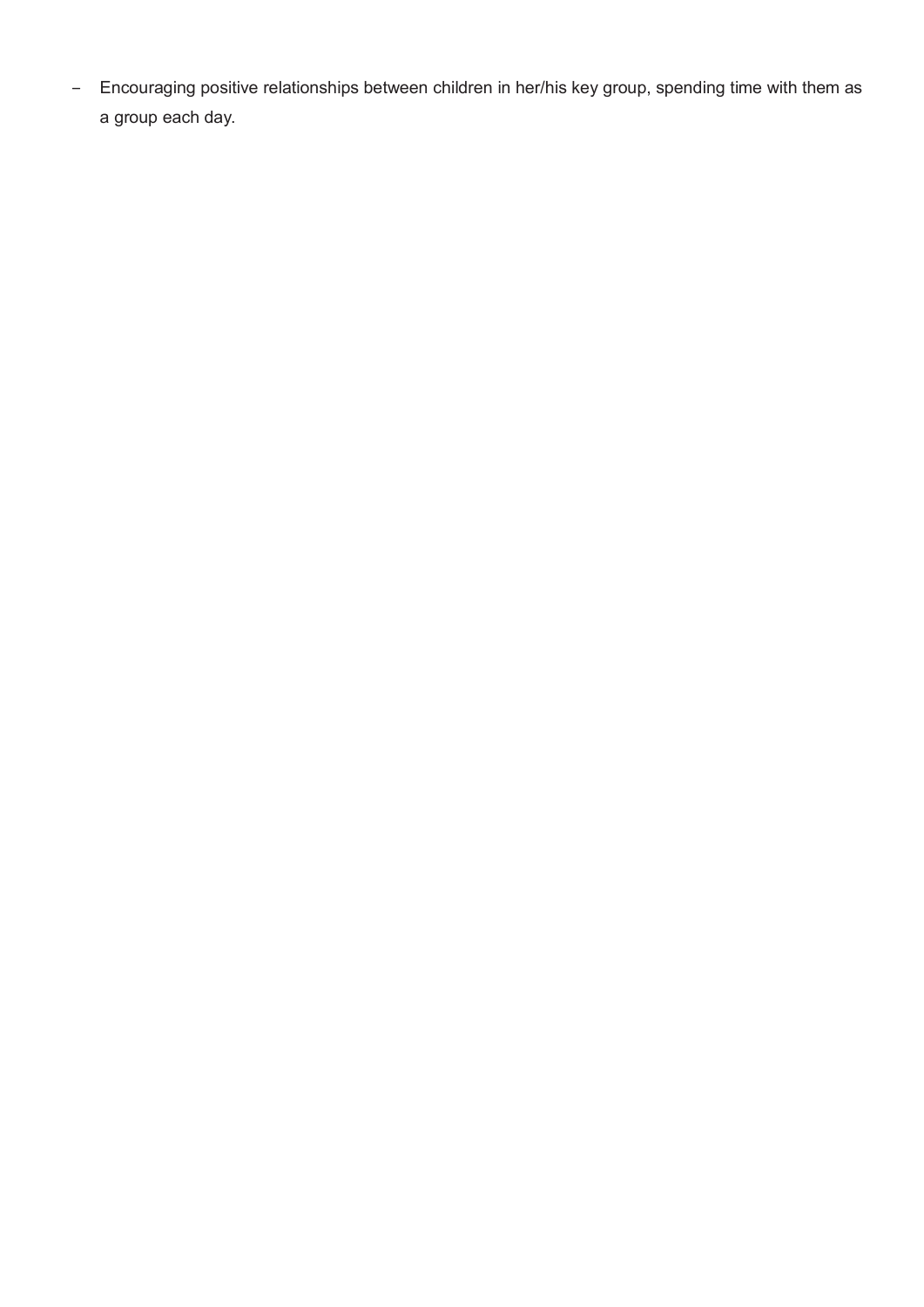- Encouraging positive relationships between children in her/his key group, spending time with them as a group each day.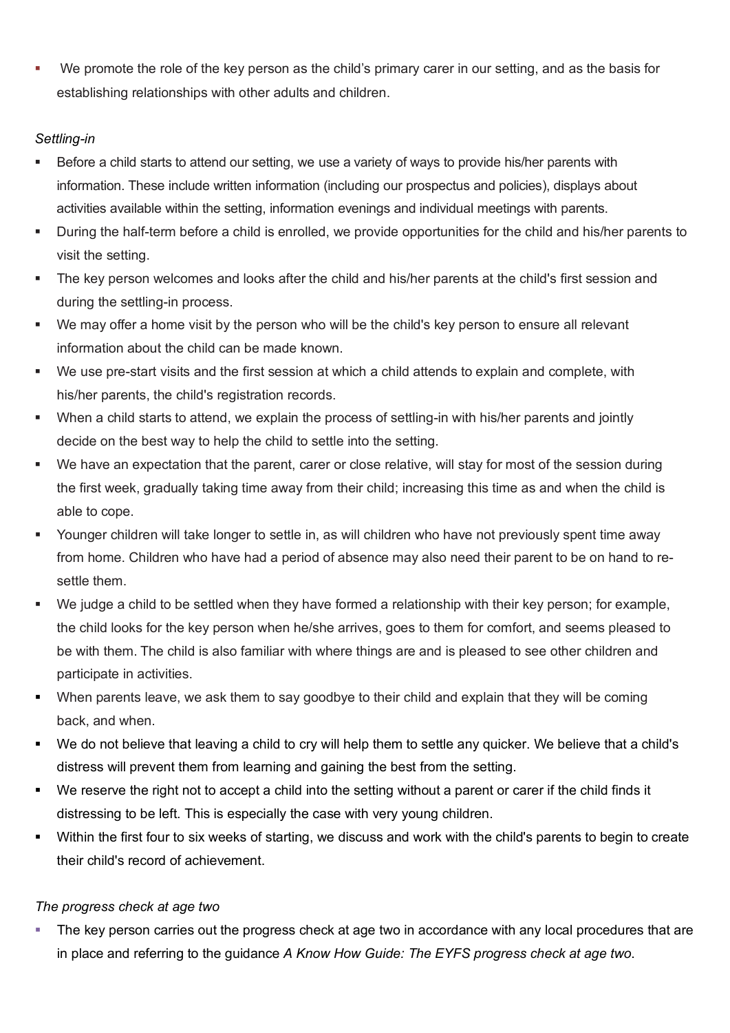- We promote the role of the key person as the child's primary carer in our setting, and as the basis for establishing relationships with other adults and children.

*Settling-in*

- Before a child starts to attend our setting, we use a variety of ways to provide his/her parents with information. These include written information (including our prospectus and policies), displays about activities available within the setting, information evenings and individual meetings with parents.
- During the half-term before a child is enrolled, we provide opportunities for the child and his/her parents to visit the setting.
- The key person welcomes and looks after the child and his/her parents at the child's first session and during the settling-in process.
- We may offer a home visit by the person who will be the child's key person to ensure all relevant information about the child can be made known.
- We use pre-start visits and the first session at which a child attends to explain and complete, with his/her parents, the child's registration records.
- When a child starts to attend, we explain the process of settling-in with his/her parents and jointly decide on the best way to help the child to settle into the setting.
- We have an expectation that the parent, carer or close relative, will stay for most of the session during the first week, gradually taking time away from their child; increasing this time as and when the child is able to cope.
- Younger children will take longer to settle in, as will children who have not previously spent time away from home. Children who have had a period of absence may also need their parent to be on hand to re-settle them.
- We judge a child to be settled when they have formed a relationship with their key person; for example, the child looks for the key person when he/she arrives, goes to them for comfort, and seems pleased to be with them. The child is also familiar with where things are and is pleased to see other children and participate in activities.
- When parents leave, we ask them to say goodbye to their child and explain that they will be coming back, and when.
- We do not believe that leaving a child to cry will help them to settle any quicker. We believe that a child's distress will prevent them from learning and gaining the best from the setting.
- We reserve the right not to accept a child into the setting without a parent or carer if the child finds it distressing to be left. This is especially the case with very young children.
- Within the first four to six weeks of starting, we discuss and work with the child's parents to begin to create their child's record of achievement.

*The progress check at age two*

- The key person carries out the progress check at age two in accordance with any local procedures that are in place and referring to the guidance *A Know How Guide: The EYFS progress check at age two*.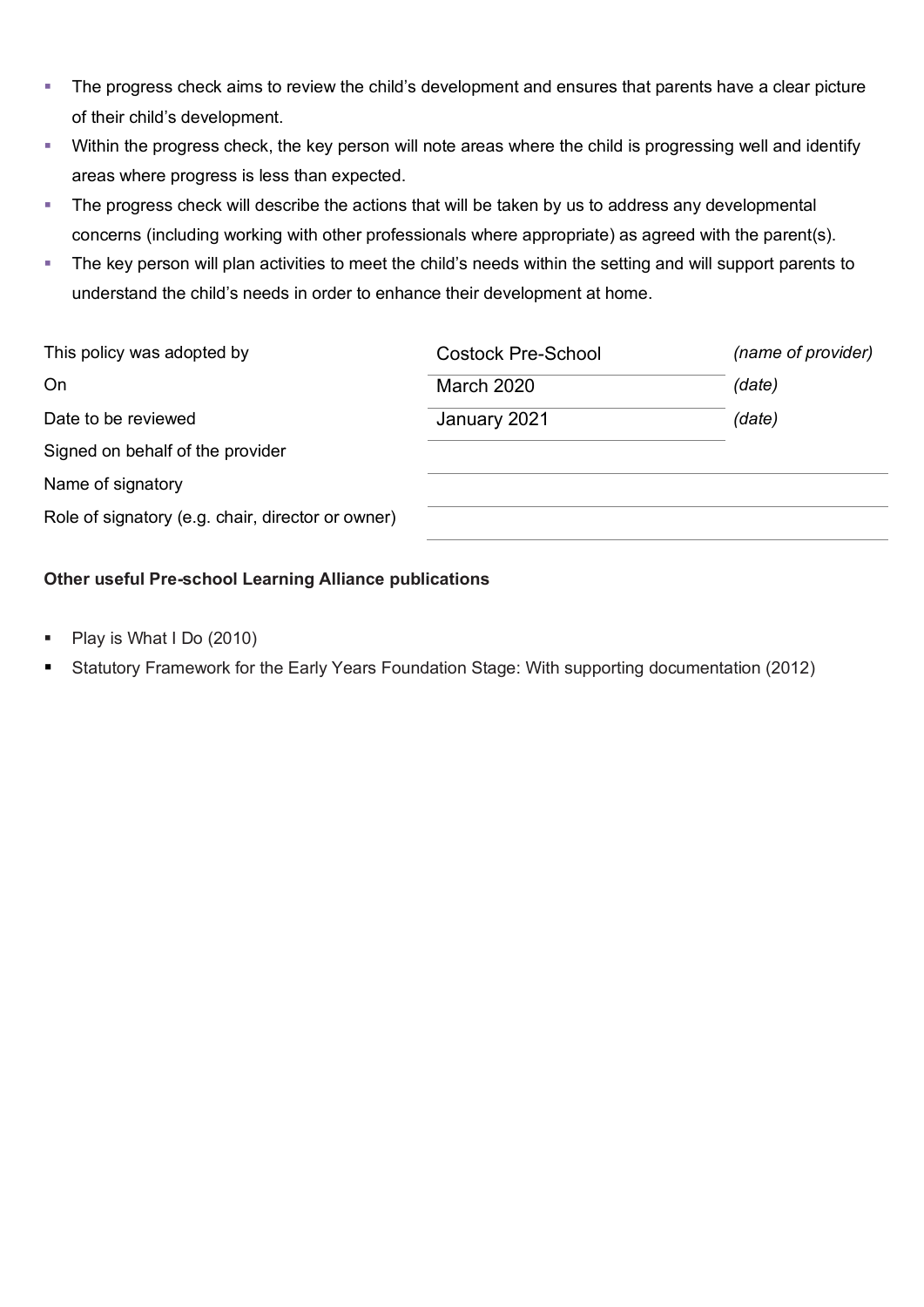- The progress check aims to review the child's development and ensures that parents have a clear picture of their child's development.
- Within the progress check, the key person will note areas where the child is progressing well and identify areas where progress is less than expected.
- The progress check will describe the actions that will be taken by us to address any developmental concerns (including working with other professionals where appropriate) as agreed with the parent(s).
- The key person will plan activities to meet the child's needs within the setting and will support parents to understand the child's needs in order to enhance their development at home.

| | | |
|---|---|---|
| This policy was adopted by | Costock Pre-School | *(name of provider)* |
| On | March 2020 | *(date)* |
| Date to be reviewed | January 2021 | *(date)* |
| Signed on behalf of the provider | | |
| Name of signatory | | |
| Role of signatory (e.g. chair, director or owner) | | |

**Other useful Pre-school Learning Alliance publications**

- Play is What I Do (2010)
- Statutory Framework for the Early Years Foundation Stage: With supporting documentation (2012)